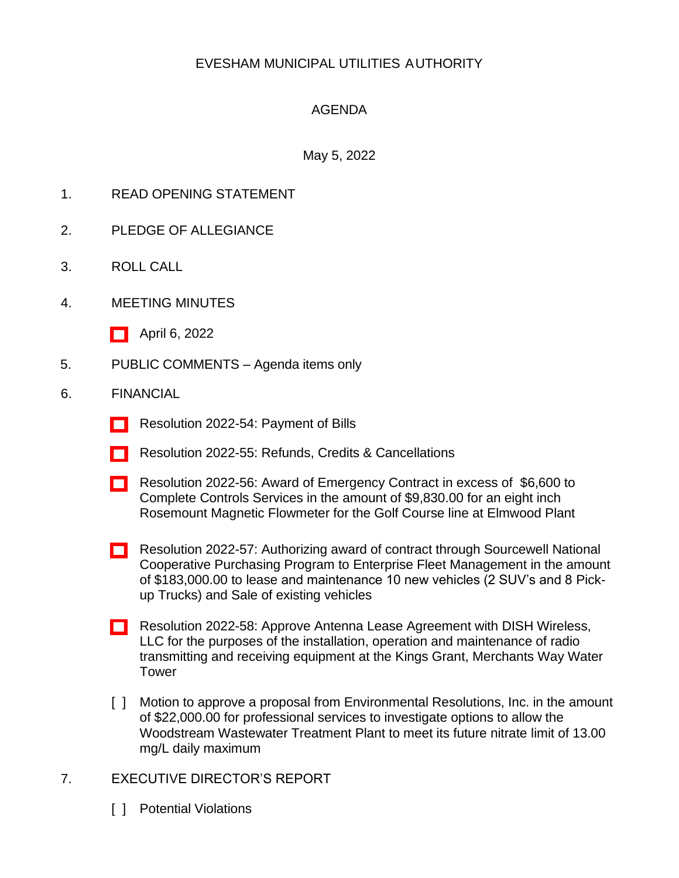EVESHAM MUNICIPAL UTILITIES AUTHORITY

AGENDA

May 5, 2022

1. READ OPENING STATEMENT

2. PLEDGE OF ALLEGIANCE

3. ROLL CALL

4. MEETING MINUTES

   [ ] April 6, 2022

5. PUBLIC COMMENTS – Agenda items only

6. FINANCIAL

   [ ] Resolution 2022-54: Payment of Bills

   [ ] Resolution 2022-55: Refunds, Credits & Cancellations

   [ ] Resolution 2022-56: Award of Emergency Contract in excess of $6,600 to Complete Controls Services in the amount of $9,830.00 for an eight inch Rosemount Magnetic Flowmeter for the Golf Course line at Elmwood Plant

   [ ] Resolution 2022-57: Authorizing award of contract through Sourcewell National Cooperative Purchasing Program to Enterprise Fleet Management in the amount of $183,000.00 to lease and maintenance 10 new vehicles (2 SUV's and 8 Pick-up Trucks) and Sale of existing vehicles

   [ ] Resolution 2022-58: Approve Antenna Lease Agreement with DISH Wireless, LLC for the purposes of the installation, operation and maintenance of radio transmitting and receiving equipment at the Kings Grant, Merchants Way Water Tower

   [ ] Motion to approve a proposal from Environmental Resolutions, Inc. in the amount of $22,000.00 for professional services to investigate options to allow the Woodstream Wastewater Treatment Plant to meet its future nitrate limit of 13.00 mg/L daily maximum

7. EXECUTIVE DIRECTOR'S REPORT

   [ ] Potential Violations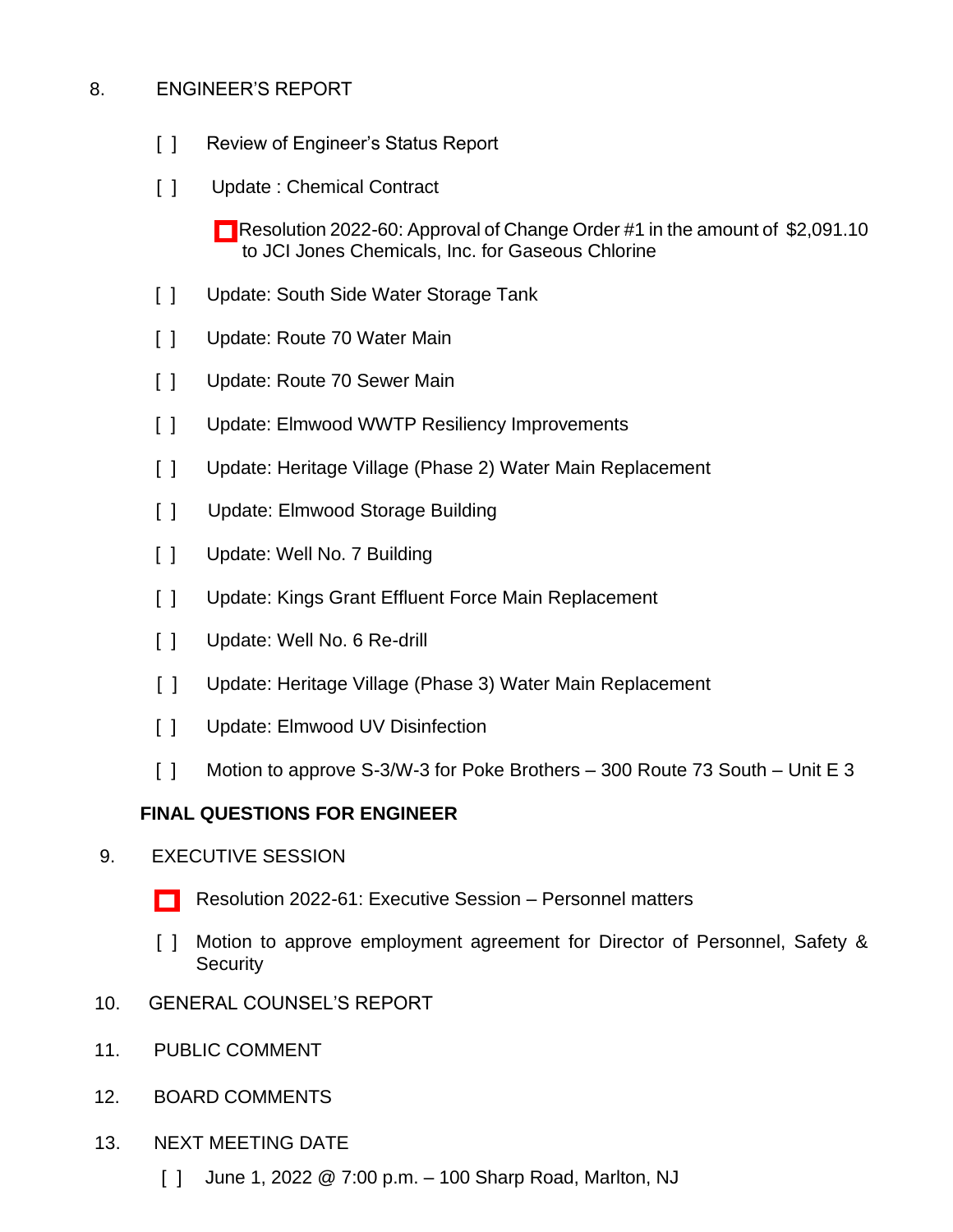8. ENGINEER'S REPORT

[ ] Review of Engineer's Status Report

[ ] Update : Chemical Contract

■ Resolution 2022-60: Approval of Change Order #1 in the amount of $2,091.10 to JCI Jones Chemicals, Inc. for Gaseous Chlorine

[ ] Update: South Side Water Storage Tank

[ ] Update: Route 70 Water Main

[ ] Update: Route 70 Sewer Main

[ ] Update: Elmwood WWTP Resiliency Improvements

[ ] Update: Heritage Village (Phase 2) Water Main Replacement

[ ] Update: Elmwood Storage Building

[ ] Update: Well No. 7 Building

[ ] Update: Kings Grant Effluent Force Main Replacement

[ ] Update: Well No. 6 Re-drill

[ ] Update: Heritage Village (Phase 3) Water Main Replacement

[ ] Update: Elmwood UV Disinfection

[ ] Motion to approve S-3/W-3 for Poke Brothers – 300 Route 73 South – Unit E 3

**FINAL QUESTIONS FOR ENGINEER**

9. EXECUTIVE SESSION

■ Resolution 2022-61: Executive Session – Personnel matters

[ ] Motion to approve employment agreement for Director of Personnel, Safety & Security

10. GENERAL COUNSEL'S REPORT

11. PUBLIC COMMENT

12. BOARD COMMENTS

13. NEXT MEETING DATE

[ ] June 1, 2022 @ 7:00 p.m. – 100 Sharp Road, Marlton, NJ